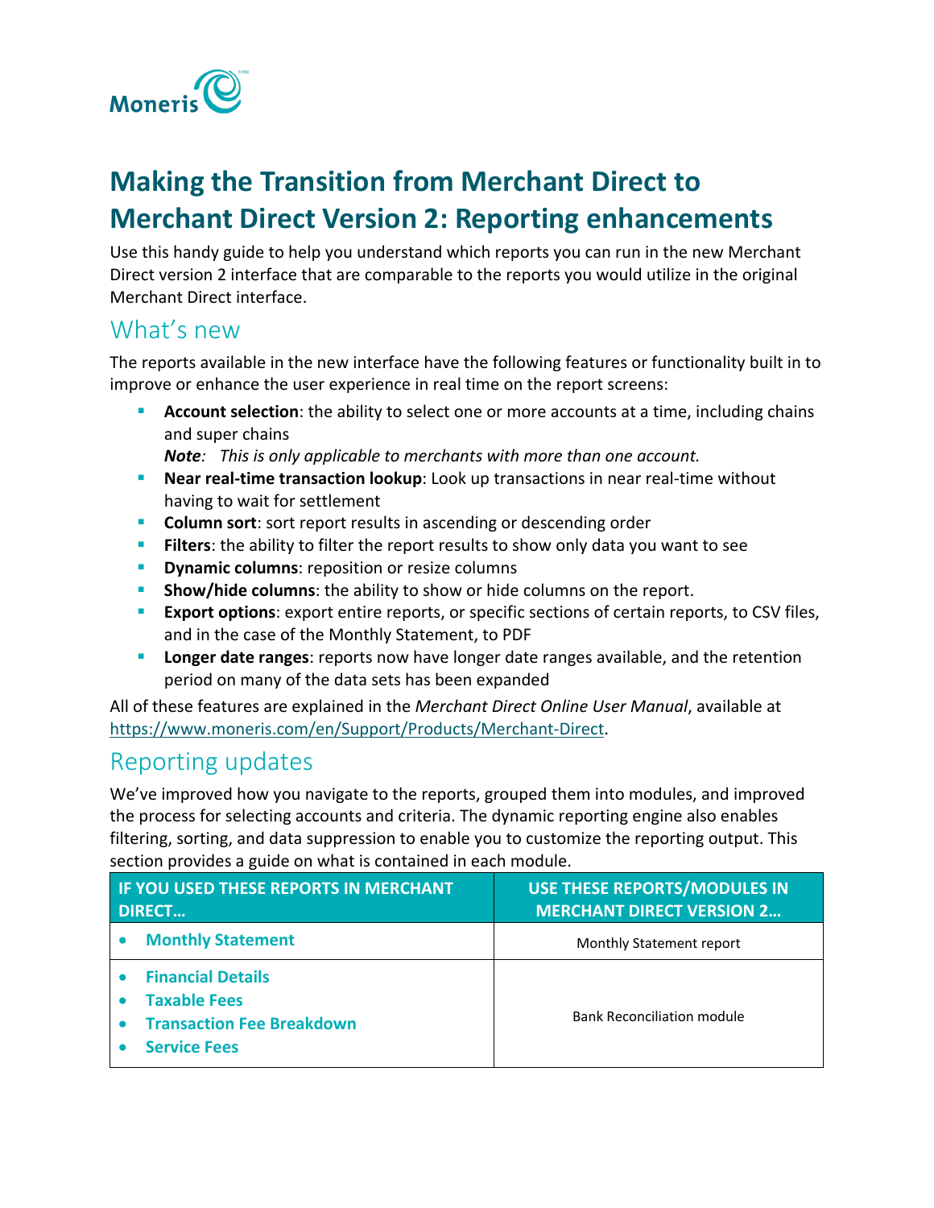Moneris

# Making the Transition from Merchant Direct to Merchant Direct Version 2: Reporting enhancements

Use this handy guide to help you understand which reports you can run in the new Merchant Direct version 2 interface that are comparable to the reports you would utilize in the original Merchant Direct interface.

## What's new

The reports available in the new interface have the following features or functionality built in to improve or enhance the user experience in real time on the report screens:

- **Account selection**: the ability to select one or more accounts at a time, including chains and super chains
  ***Note***: *This is only applicable to merchants with more than one account.*
- **Near real-time transaction lookup**: Look up transactions in near real-time without having to wait for settlement
- **Column sort**: sort report results in ascending or descending order
- **Filters**: the ability to filter the report results to show only data you want to see
- **Dynamic columns**: reposition or resize columns
- **Show/hide columns**: the ability to show or hide columns on the report.
- **Export options**: export entire reports, or specific sections of certain reports, to CSV files, and in the case of the Monthly Statement, to PDF
- **Longer date ranges**: reports now have longer date ranges available, and the retention period on many of the data sets has been expanded

All of these features are explained in the *Merchant Direct Online User Manual*, available at https://www.moneris.com/en/Support/Products/Merchant-Direct.

## Reporting updates

We've improved how you navigate to the reports, grouped them into modules, and improved the process for selecting accounts and criteria. The dynamic reporting engine also enables filtering, sorting, and data suppression to enable you to customize the reporting output. This section provides a guide on what is contained in each module.

| IF YOU USED THESE REPORTS IN MERCHANT DIRECT… | USE THESE REPORTS/MODULES IN MERCHANT DIRECT VERSION 2… |
|---|---|
| • **Monthly Statement** | Monthly Statement report |
| • **Financial Details**<br>• **Taxable Fees**<br>• **Transaction Fee Breakdown**<br>• **Service Fees** | Bank Reconciliation module |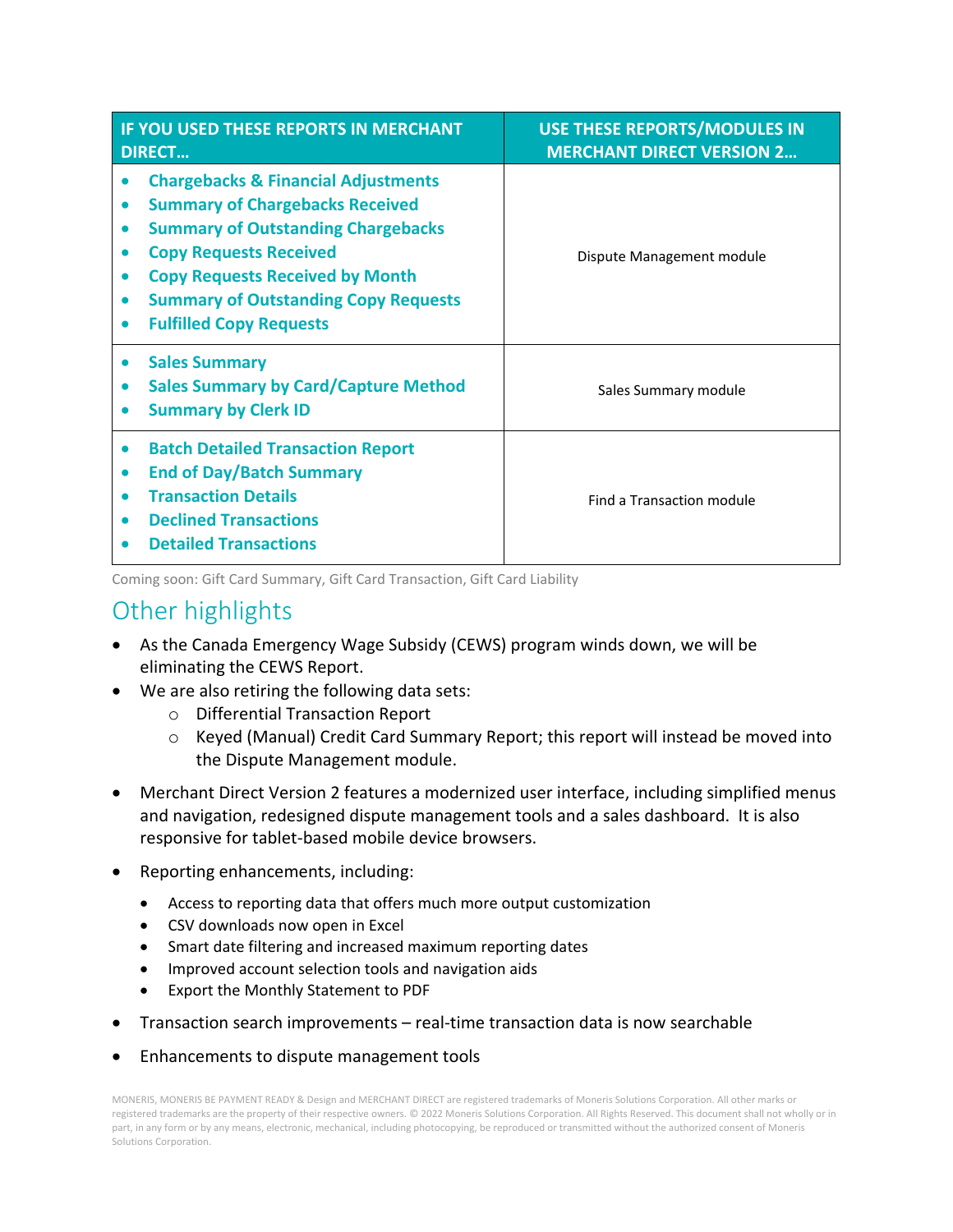| IF YOU USED THESE REPORTS IN MERCHANT DIRECT… | USE THESE REPORTS/MODULES IN MERCHANT DIRECT VERSION 2… |
| --- | --- |
| • **Chargebacks & Financial Adjustments**<br>• **Summary of Chargebacks Received**<br>• **Summary of Outstanding Chargebacks**<br>• **Copy Requests Received**<br>• **Copy Requests Received by Month**<br>• **Summary of Outstanding Copy Requests**<br>• **Fulfilled Copy Requests** | Dispute Management module |
| • **Sales Summary**<br>• **Sales Summary by Card/Capture Method**<br>• **Summary by Clerk ID** | Sales Summary module |
| • **Batch Detailed Transaction Report**<br>• **End of Day/Batch Summary**<br>• **Transaction Details**<br>• **Declined Transactions**<br>• **Detailed Transactions** | Find a Transaction module |

Coming soon: Gift Card Summary, Gift Card Transaction, Gift Card Liability

## Other highlights

- As the Canada Emergency Wage Subsidy (CEWS) program winds down, we will be eliminating the CEWS Report.
- We are also retiring the following data sets:
  - Differential Transaction Report
  - Keyed (Manual) Credit Card Summary Report; this report will instead be moved into the Dispute Management module.
- Merchant Direct Version 2 features a modernized user interface, including simplified menus and navigation, redesigned dispute management tools and a sales dashboard. It is also responsive for tablet-based mobile device browsers.
- Reporting enhancements, including:
  - Access to reporting data that offers much more output customization
  - CSV downloads now open in Excel
  - Smart date filtering and increased maximum reporting dates
  - Improved account selection tools and navigation aids
  - Export the Monthly Statement to PDF
- Transaction search improvements – real-time transaction data is now searchable
- Enhancements to dispute management tools

MONERIS, MONERIS BE PAYMENT READY & Design and MERCHANT DIRECT are registered trademarks of Moneris Solutions Corporation. All other marks or registered trademarks are the property of their respective owners. © 2022 Moneris Solutions Corporation. All Rights Reserved. This document shall not wholly or in part, in any form or by any means, electronic, mechanical, including photocopying, be reproduced or transmitted without the authorized consent of Moneris Solutions Corporation.